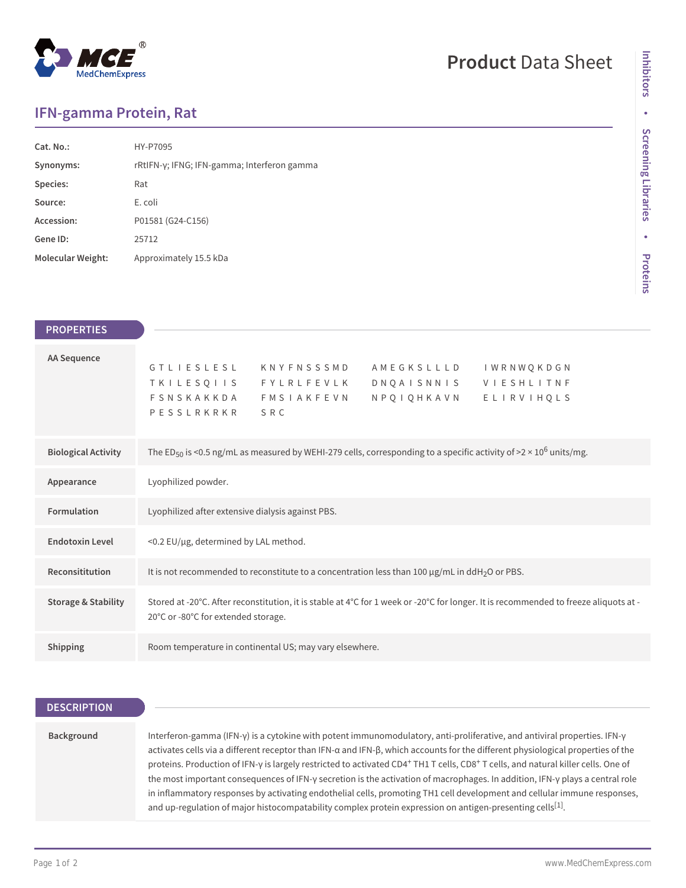# IFN-gamma Protein, Rat

| | |
|---|---|
| **Cat. No.:** | HY-P7095 |
| **Synonyms:** | rRtIFN-γ; IFNG; IFN-gamma; Interferon gamma |
| **Species:** | Rat |
| **Source:** | E. coli |
| **Accession:** | P01581 (G24-C156) |
| **Gene ID:** | 25712 |
| **Molecular Weight:** | Approximately 15.5 kDa |

## PROPERTIES

| | |
|---|---|
| **AA Sequence** | GTLIESLESL KNYFNSSSMD AMEGKSLLLD IWRNWQKDGN TKILESQIIS FYLRLFEVLK DNQAISNNIS VIESHLITNF FSNSKAKKDA FMSIAKFEVN NPQIQHKAVN ELIRVIHQLS PESSLRKRKR SRC |
| **Biological Activity** | The $ED_{50}$ is <0.5 ng/mL as measured by WEHI-279 cells, corresponding to a specific activity of >2 × $10^6$ units/mg. |
| **Appearance** | Lyophilized powder. |
| **Formulation** | Lyophilized after extensive dialysis against PBS. |
| **Endotoxin Level** | <0.2 EU/μg, determined by LAL method. |
| **Reconsititution** | It is not recommended to reconstitute to a concentration less than 100 μg/mL in $ddH_2O$ or PBS. |
| **Storage & Stability** | Stored at -20°C. After reconstitution, it is stable at 4°C for 1 week or -20°C for longer. It is recommended to freeze aliquots at -20°C or -80°C for extended storage. |
| **Shipping** | Room temperature in continental US; may vary elsewhere. |

## DESCRIPTION

| | |
|---|---|
| **Background** | Interferon-gamma (IFN-γ) is a cytokine with potent immunomodulatory, anti-proliferative, and antiviral properties. IFN-γ activates cells via a different receptor than IFN-α and IFN-β, which accounts for the different physiological properties of the proteins. Production of IFN-γ is largely restricted to activated $CD4^+$ TH1 T cells, $CD8^+$ T cells, and natural killer cells. One of the most important consequences of IFN-γ secretion is the activation of macrophages. In addition, IFN-γ plays a central role in inflammatory responses by activating endothelial cells, promoting TH1 cell development and cellular immune responses, and up-regulation of major histocompatability complex protein expression on antigen-presenting cells[1]. |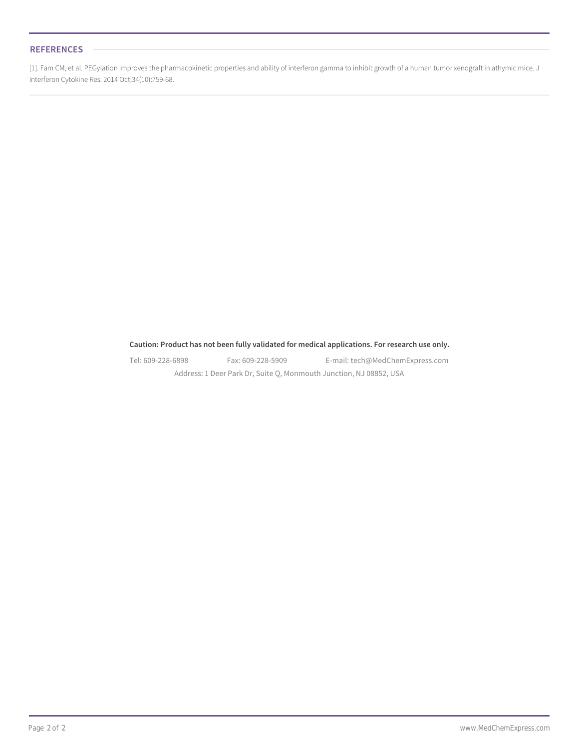## REFERENCES

[1]. Fam CM, et al. PEGylation improves the pharmacokinetic properties and ability of interferon gamma to inhibit growth of a human tumor xenograft in athymic mice. J Interferon Cytokine Res. 2014 Oct;34(10):759-68.

**Caution: Product has not been fully validated for medical applications. For research use only.**

Tel: 609-228-6898 Fax: 609-228-5909 E-mail: tech@MedChemExpress.com

Address: 1 Deer Park Dr, Suite Q, Monmouth Junction, NJ 08852, USA